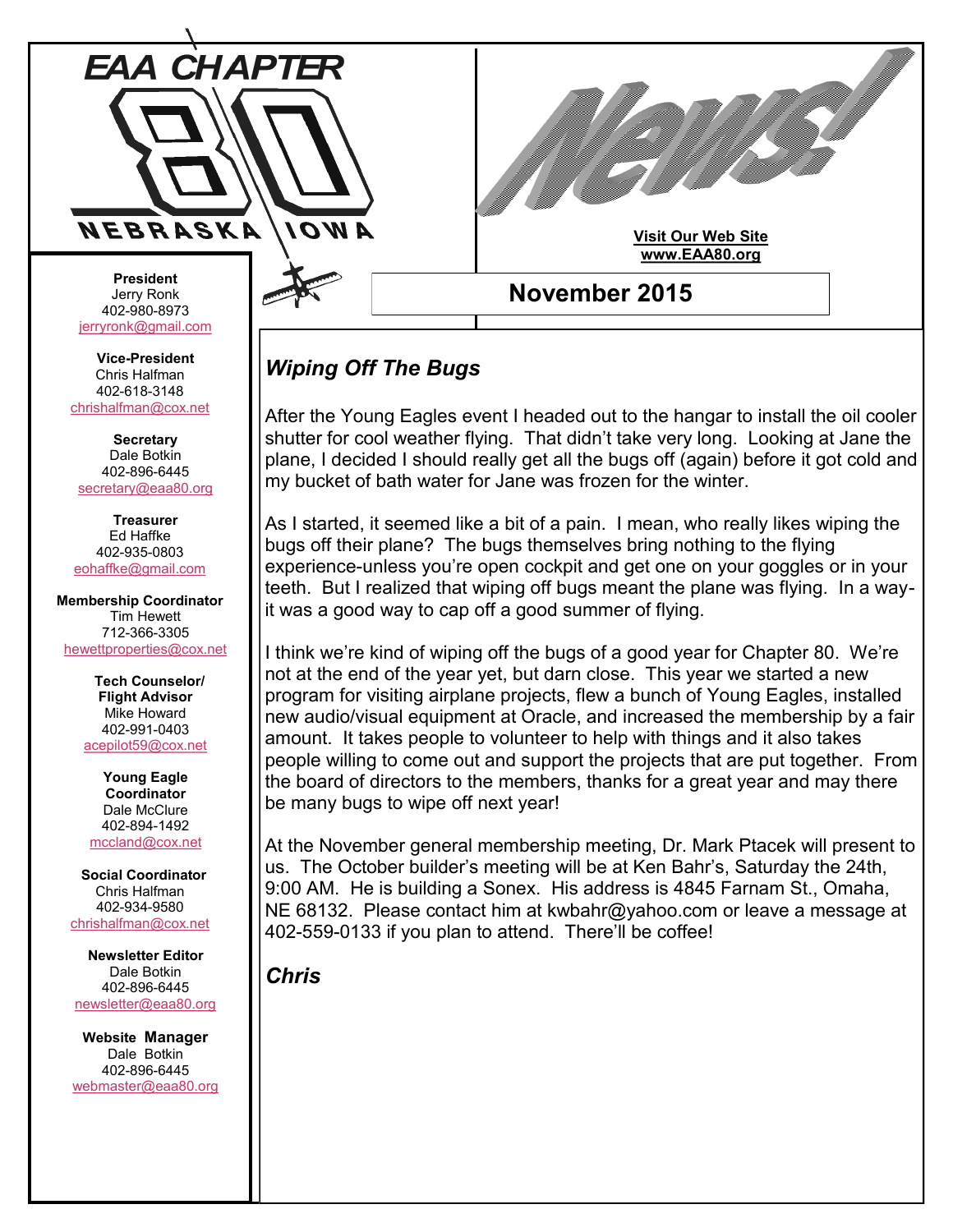# EAA CHAPTER 80

NEBRASKA IOWA

# News!

**Visit Our Web Site**
**www.EAA80.org**

## November 2015

**President**
Jerry Ronk
402-980-8973
jerryronk@gmail.com

**Vice-President**
Chris Halfman
402-618-3148
chrishalfman@cox.net

**Secretary**
Dale Botkin
402-896-6445
secretary@eaa80.org

**Treasurer**
Ed Haffke
402-935-0803
eohaffke@gmail.com

**Membership Coordinator**
Tim Hewett
712-366-3305
hewettproperties@cox.net

**Tech Counselor/ Flight Advisor**
Mike Howard
402-991-0403
acepilot59@cox.net

**Young Eagle Coordinator**
Dale McClure
402-894-1492
mccland@cox.net

**Social Coordinator**
Chris Halfman
402-934-9580
chrishalfman@cox.net

**Newsletter Editor**
Dale Botkin
402-896-6445
newsletter@eaa80.org

**Website Manager**
Dale Botkin
402-896-6445
webmaster@eaa80.org

## *Wiping Off The Bugs*

After the Young Eagles event I headed out to the hangar to install the oil cooler shutter for cool weather flying. That didn't take very long. Looking at Jane the plane, I decided I should really get all the bugs off (again) before it got cold and my bucket of bath water for Jane was frozen for the winter.

As I started, it seemed like a bit of a pain. I mean, who really likes wiping the bugs off their plane? The bugs themselves bring nothing to the flying experience-unless you're open cockpit and get one on your goggles or in your teeth. But I realized that wiping off bugs meant the plane was flying. In a way-it was a good way to cap off a good summer of flying.

I think we're kind of wiping off the bugs of a good year for Chapter 80. We're not at the end of the year yet, but darn close. This year we started a new program for visiting airplane projects, flew a bunch of Young Eagles, installed new audio/visual equipment at Oracle, and increased the membership by a fair amount. It takes people to volunteer to help with things and it also takes people willing to come out and support the projects that are put together. From the board of directors to the members, thanks for a great year and may there be many bugs to wipe off next year!

At the November general membership meeting, Dr. Mark Ptacek will present to us. The October builder's meeting will be at Ken Bahr's, Saturday the 24th, 9:00 AM. He is building a Sonex. His address is 4845 Farnam St., Omaha, NE 68132. Please contact him at kwbahr@yahoo.com or leave a message at 402-559-0133 if you plan to attend. There'll be coffee!

***Chris***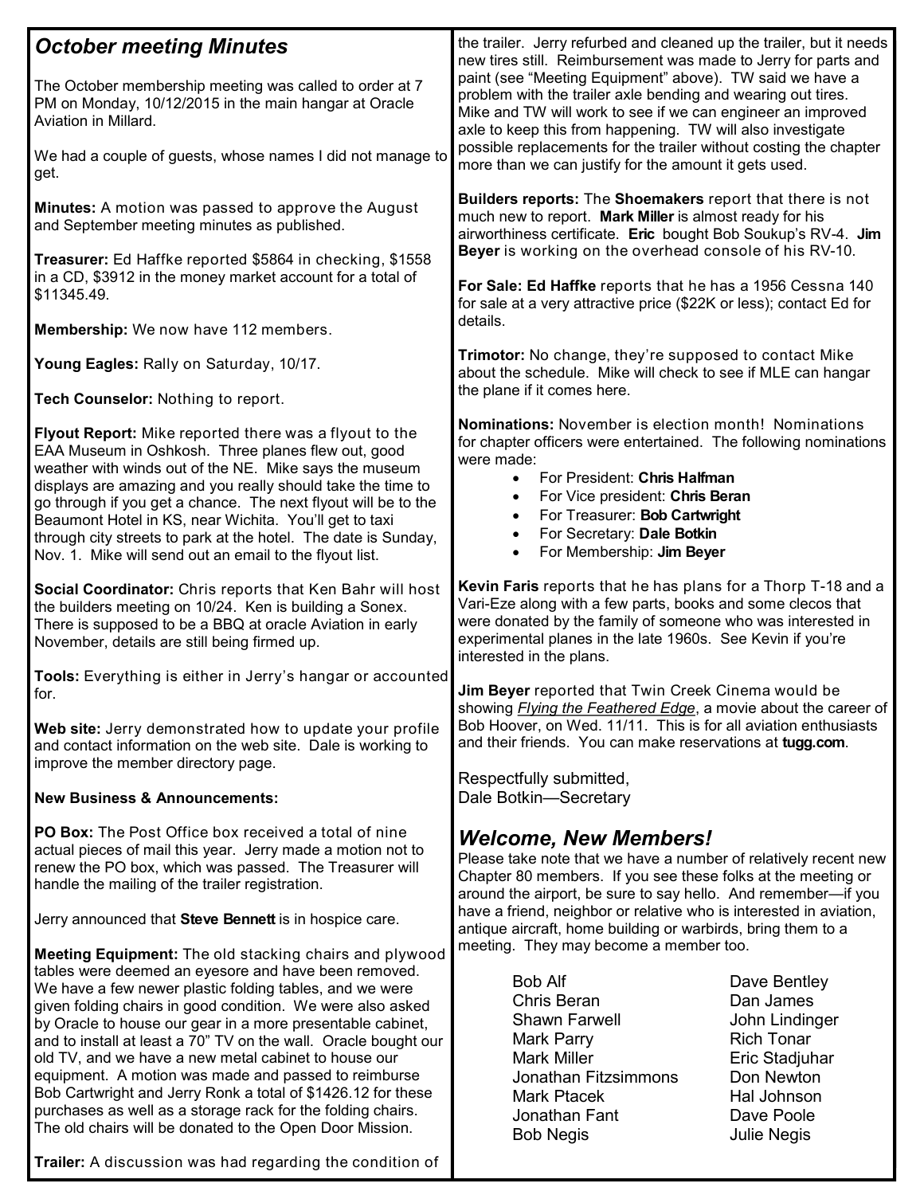## *October meeting Minutes*

The October membership meeting was called to order at 7 PM on Monday, 10/12/2015 in the main hangar at Oracle Aviation in Millard.

We had a couple of guests, whose names I did not manage to get.

**Minutes:** A motion was passed to approve the August and September meeting minutes as published.

**Treasurer:** Ed Haffke reported $5864 in checking, $1558 in a CD, $3912 in the money market account for a total of $11345.49.

**Membership:** We now have 112 members.

**Young Eagles:** Rally on Saturday, 10/17.

**Tech Counselor:** Nothing to report.

**Flyout Report:** Mike reported there was a flyout to the EAA Museum in Oshkosh. Three planes flew out, good weather with winds out of the NE. Mike says the museum displays are amazing and you really should take the time to go through if you get a chance. The next flyout will be to the Beaumont Hotel in KS, near Wichita. You'll get to taxi through city streets to park at the hotel. The date is Sunday, Nov. 1. Mike will send out an email to the flyout list.

**Social Coordinator:** Chris reports that Ken Bahr will host the builders meeting on 10/24. Ken is building a Sonex. There is supposed to be a BBQ at oracle Aviation in early November, details are still being firmed up.

**Tools:** Everything is either in Jerry's hangar or accounted for.

**Web site:** Jerry demonstrated how to update your profile and contact information on the web site. Dale is working to improve the member directory page.

**New Business & Announcements:**

**PO Box:** The Post Office box received a total of nine actual pieces of mail this year. Jerry made a motion not to renew the PO box, which was passed. The Treasurer will handle the mailing of the trailer registration.

Jerry announced that **Steve Bennett** is in hospice care.

**Meeting Equipment:** The old stacking chairs and plywood tables were deemed an eyesore and have been removed. We have a few newer plastic folding tables, and we were given folding chairs in good condition. We were also asked by Oracle to house our gear in a more presentable cabinet, and to install at least a 70" TV on the wall. Oracle bought our old TV, and we have a new metal cabinet to house our equipment. A motion was made and passed to reimburse Bob Cartwright and Jerry Ronk a total of $1426.12 for these purchases as well as a storage rack for the folding chairs. The old chairs will be donated to the Open Door Mission.

**Trailer:** A discussion was had regarding the condition of the trailer. Jerry refurbed and cleaned up the trailer, but it needs new tires still. Reimbursement was made to Jerry for parts and paint (see "Meeting Equipment" above). TW said we have a problem with the trailer axle bending and wearing out tires. Mike and TW will work to see if we can engineer an improved axle to keep this from happening. TW will also investigate possible replacements for the trailer without costing the chapter more than we can justify for the amount it gets used.

**Builders reports:** The **Shoemakers** report that there is not much new to report. **Mark Miller** is almost ready for his airworthiness certificate. **Eric** bought Bob Soukup's RV-4. **Jim Beyer** is working on the overhead console of his RV-10.

**For Sale: Ed Haffke** reports that he has a 1956 Cessna 140 for sale at a very attractive price ($22K or less); contact Ed for details.

**Trimotor:** No change, they're supposed to contact Mike about the schedule. Mike will check to see if MLE can hangar the plane if it comes here.

**Nominations:** November is election month! Nominations for chapter officers were entertained. The following nominations were made:

- For President: **Chris Halfman**
- For Vice president: **Chris Beran**
- For Treasurer: **Bob Cartwright**
- For Secretary: **Dale Botkin**
- For Membership: **Jim Beyer**

**Kevin Faris** reports that he has plans for a Thorp T-18 and a Vari-Eze along with a few parts, books and some clecos that were donated by the family of someone who was interested in experimental planes in the late 1960s. See Kevin if you're interested in the plans.

**Jim Beyer** reported that Twin Creek Cinema would be showing *Flying the Feathered Edge*, a movie about the career of Bob Hoover, on Wed. 11/11. This is for all aviation enthusiasts and their friends. You can make reservations at **tugg.com**.

Respectfully submitted,
Dale Botkin—Secretary

## *Welcome, New Members!*

Please take note that we have a number of relatively recent new Chapter 80 members. If you see these folks at the meeting or around the airport, be sure to say hello. And remember—if you have a friend, neighbor or relative who is interested in aviation, antique aircraft, home building or warbirds, bring them to a meeting. They may become a member too.

| | |
|---|---|
| Bob Alf | Dave Bentley |
| Chris Beran | Dan James |
| Shawn Farwell | John Lindinger |
| Mark Parry | Rich Tonar |
| Mark Miller | Eric Stadjuhar |
| Jonathan Fitzsimmons | Don Newton |
| Mark Ptacek | Hal Johnson |
| Jonathan Fant | Dave Poole |
| Bob Negis | Julie Negis |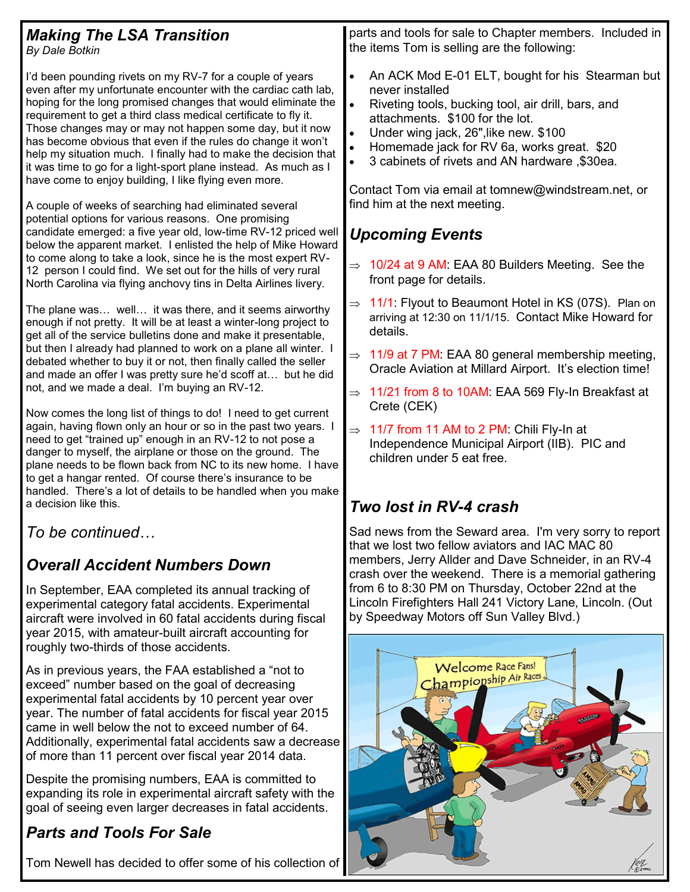## *Making The LSA Transition*

*By Dale Botkin*

I'd been pounding rivets on my RV-7 for a couple of years even after my unfortunate encounter with the cardiac cath lab, hoping for the long promised changes that would eliminate the requirement to get a third class medical certificate to fly it. Those changes may or may not happen some day, but it now has become obvious that even if the rules do change it won't help my situation much. I finally had to make the decision that it was time to go for a light-sport plane instead. As much as I have come to enjoy building, I like flying even more.

A couple of weeks of searching had eliminated several potential options for various reasons. One promising candidate emerged: a five year old, low-time RV-12 priced well below the apparent market. I enlisted the help of Mike Howard to come along to take a look, since he is the most expert RV-12 person I could find. We set out for the hills of very rural North Carolina via flying anchovy tins in Delta Airlines livery.

The plane was… well… it was there, and it seems airworthy enough if not pretty. It will be at least a winter-long project to get all of the service bulletins done and make it presentable, but then I already had planned to work on a plane all winter. I debated whether to buy it or not, then finally called the seller and made an offer I was pretty sure he'd scoff at… but he did not, and we made a deal. I'm buying an RV-12.

Now comes the long list of things to do! I need to get current again, having flown only an hour or so in the past two years. I need to get "trained up" enough in an RV-12 to not pose a danger to myself, the airplane or those on the ground. The plane needs to be flown back from NC to its new home. I have to get a hangar rented. Of course there's insurance to be handled. There's a lot of details to be handled when you make a decision like this.

*To be continued…*

## *Overall Accident Numbers Down*

In September, EAA completed its annual tracking of experimental category fatal accidents. Experimental aircraft were involved in 60 fatal accidents during fiscal year 2015, with amateur-built aircraft accounting for roughly two-thirds of those accidents.

As in previous years, the FAA established a "not to exceed" number based on the goal of decreasing experimental fatal accidents by 10 percent year over year. The number of fatal accidents for fiscal year 2015 came in well below the not to exceed number of 64. Additionally, experimental fatal accidents saw a decrease of more than 11 percent over fiscal year 2014 data.

Despite the promising numbers, EAA is committed to expanding its role in experimental aircraft safety with the goal of seeing even larger decreases in fatal accidents.

## *Parts and Tools For Sale*

Tom Newell has decided to offer some of his collection of parts and tools for sale to Chapter members. Included in the items Tom is selling are the following:

- An ACK Mod E-01 ELT, bought for his Stearman but never installed
- Riveting tools, bucking tool, air drill, bars, and attachments. $100 for the lot.
- Under wing jack, 26",like new. $100
- Homemade jack for RV 6a, works great. $20
- 3 cabinets of rivets and AN hardware ,$30ea.

Contact Tom via email at tomnew@windstream.net, or find him at the next meeting.

## *Upcoming Events*

- ⇒ 10/24 at 9 AM: EAA 80 Builders Meeting. See the front page for details.
- ⇒ 11/1: Flyout to Beaumont Hotel in KS (07S). Plan on arriving at 12:30 on 11/1/15. Contact Mike Howard for details.
- ⇒ 11/9 at 7 PM: EAA 80 general membership meeting, Oracle Aviation at Millard Airport. It's election time!
- ⇒ 11/21 from 8 to 10AM: EAA 569 Fly-In Breakfast at Crete (CEK)
- ⇒ 11/7 from 11 AM to 2 PM: Chili Fly-In at Independence Municipal Airport (IIB). PIC and children under 5 eat free.

## *Two lost in RV-4 crash*

Sad news from the Seward area. I'm very sorry to report that we lost two fellow aviators and IAC MAC 80 members, Jerry Allder and Dave Schneider, in an RV-4 crash over the weekend. There is a memorial gathering from 6 to 8:30 PM on Thursday, October 22nd at the Lincoln Firefighters Hall 241 Victory Lane, Lincoln. (Out by Speedway Motors off Sun Valley Blvd.)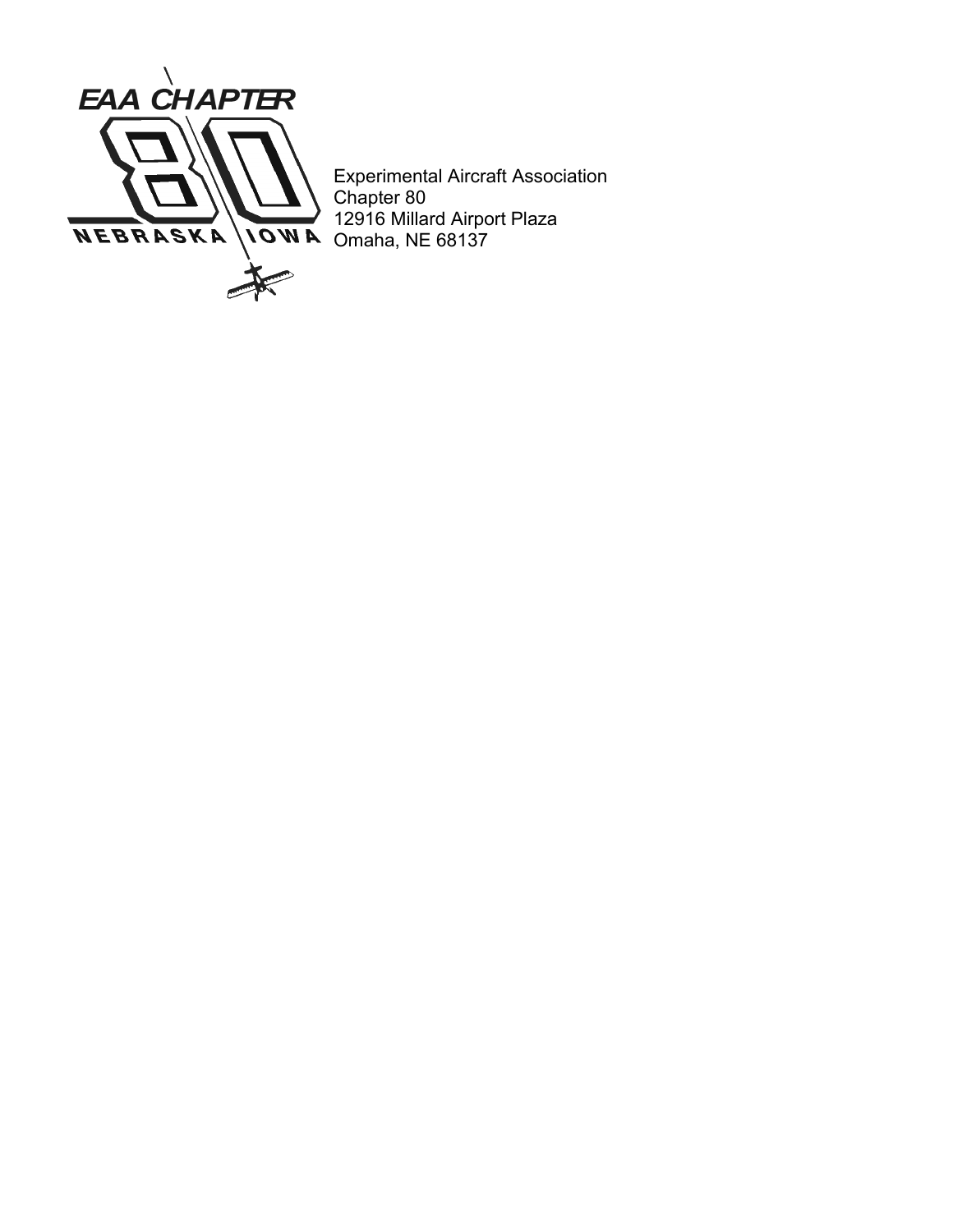EAA CHAPTER 80

NEBRASKA IOWA

Experimental Aircraft Association
Chapter 80
12916 Millard Airport Plaza
Omaha, NE 68137